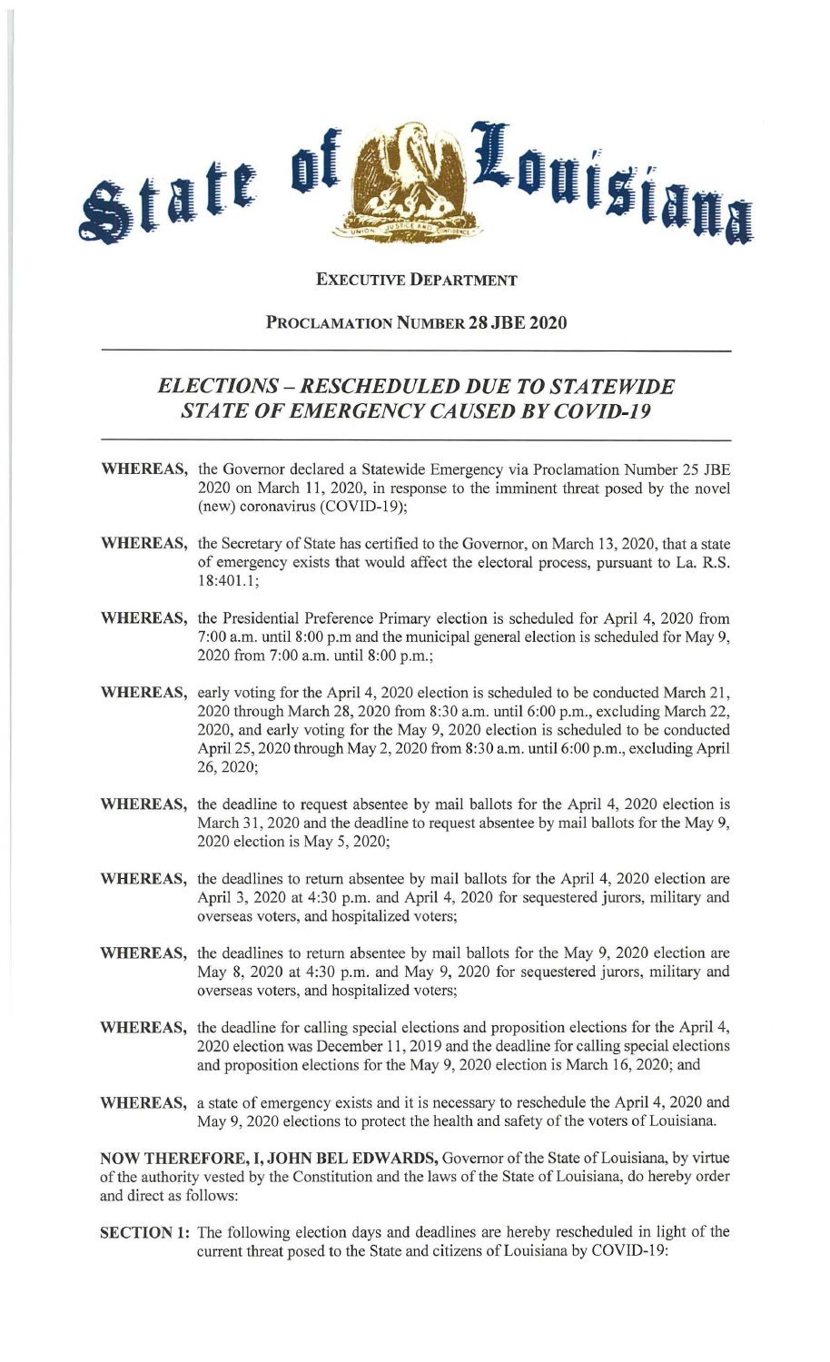# State of Louisiana

**EXECUTIVE DEPARTMENT**

**PROCLAMATION NUMBER 28 JBE 2020**

## *ELECTIONS – RESCHEDULED DUE TO STATEWIDE STATE OF EMERGENCY CAUSED BY COVID-19*

**WHEREAS,** the Governor declared a Statewide Emergency via Proclamation Number 25 JBE 2020 on March 11, 2020, in response to the imminent threat posed by the novel (new) coronavirus (COVID-19);

**WHEREAS,** the Secretary of State has certified to the Governor, on March 13, 2020, that a state of emergency exists that would affect the electoral process, pursuant to La. R.S. 18:401.1;

**WHEREAS,** the Presidential Preference Primary election is scheduled for April 4, 2020 from 7:00 a.m. until 8:00 p.m and the municipal general election is scheduled for May 9, 2020 from 7:00 a.m. until 8:00 p.m.;

**WHEREAS,** early voting for the April 4, 2020 election is scheduled to be conducted March 21, 2020 through March 28, 2020 from 8:30 a.m. until 6:00 p.m., excluding March 22, 2020, and early voting for the May 9, 2020 election is scheduled to be conducted April 25, 2020 through May 2, 2020 from 8:30 a.m. until 6:00 p.m., excluding April 26, 2020;

**WHEREAS,** the deadline to request absentee by mail ballots for the April 4, 2020 election is March 31, 2020 and the deadline to request absentee by mail ballots for the May 9, 2020 election is May 5, 2020;

**WHEREAS,** the deadlines to return absentee by mail ballots for the April 4, 2020 election are April 3, 2020 at 4:30 p.m. and April 4, 2020 for sequestered jurors, military and overseas voters, and hospitalized voters;

**WHEREAS,** the deadlines to return absentee by mail ballots for the May 9, 2020 election are May 8, 2020 at 4:30 p.m. and May 9, 2020 for sequestered jurors, military and overseas voters, and hospitalized voters;

**WHEREAS,** the deadline for calling special elections and proposition elections for the April 4, 2020 election was December 11, 2019 and the deadline for calling special elections and proposition elections for the May 9, 2020 election is March 16, 2020; and

**WHEREAS,** a state of emergency exists and it is necessary to reschedule the April 4, 2020 and May 9, 2020 elections to protect the health and safety of the voters of Louisiana.

**NOW THEREFORE, I, JOHN BEL EDWARDS,** Governor of the State of Louisiana, by virtue of the authority vested by the Constitution and the laws of the State of Louisiana, do hereby order and direct as follows:

**SECTION 1:** The following election days and deadlines are hereby rescheduled in light of the current threat posed to the State and citizens of Louisiana by COVID-19: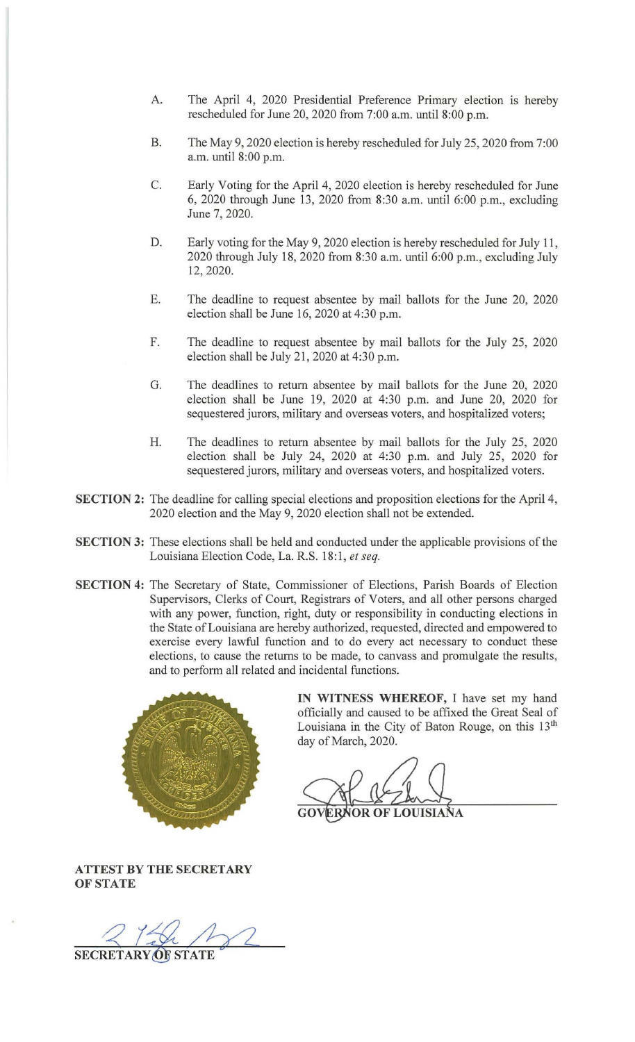A. The April 4, 2020 Presidential Preference Primary election is hereby rescheduled for June 20, 2020 from 7:00 a.m. until 8:00 p.m.

B. The May 9, 2020 election is hereby rescheduled for July 25, 2020 from 7:00 a.m. until 8:00 p.m.

C. Early Voting for the April 4, 2020 election is hereby rescheduled for June 6, 2020 through June 13, 2020 from 8:30 a.m. until 6:00 p.m., excluding June 7, 2020.

D. Early voting for the May 9, 2020 election is hereby rescheduled for July 11, 2020 through July 18, 2020 from 8:30 a.m. until 6:00 p.m., excluding July 12, 2020.

E. The deadline to request absentee by mail ballots for the June 20, 2020 election shall be June 16, 2020 at 4:30 p.m.

F. The deadline to request absentee by mail ballots for the July 25, 2020 election shall be July 21, 2020 at 4:30 p.m.

G. The deadlines to return absentee by mail ballots for the June 20, 2020 election shall be June 19, 2020 at 4:30 p.m. and June 20, 2020 for sequestered jurors, military and overseas voters, and hospitalized voters;

H. The deadlines to return absentee by mail ballots for the July 25, 2020 election shall be July 24, 2020 at 4:30 p.m. and July 25, 2020 for sequestered jurors, military and overseas voters, and hospitalized voters.

**SECTION 2:** The deadline for calling special elections and proposition elections for the April 4, 2020 election and the May 9, 2020 election shall not be extended.

**SECTION 3:** These elections shall be held and conducted under the applicable provisions of the Louisiana Election Code, La. R.S. 18:1, *et seq.*

**SECTION 4:** The Secretary of State, Commissioner of Elections, Parish Boards of Election Supervisors, Clerks of Court, Registrars of Voters, and all other persons charged with any power, function, right, duty or responsibility in conducting elections in the State of Louisiana are hereby authorized, requested, directed and empowered to exercise every lawful function and to do every act necessary to conduct these elections, to cause the returns to be made, to canvass and promulgate the results, and to perform all related and incidental functions.

**IN WITNESS WHEREOF,** I have set my hand officially and caused to be affixed the Great Seal of Louisiana in the City of Baton Rouge, on this 13th day of March, 2020.

**GOVERNOR OF LOUISIANA**

**ATTEST BY THE SECRETARY OF STATE**

**SECRETARY OF STATE**